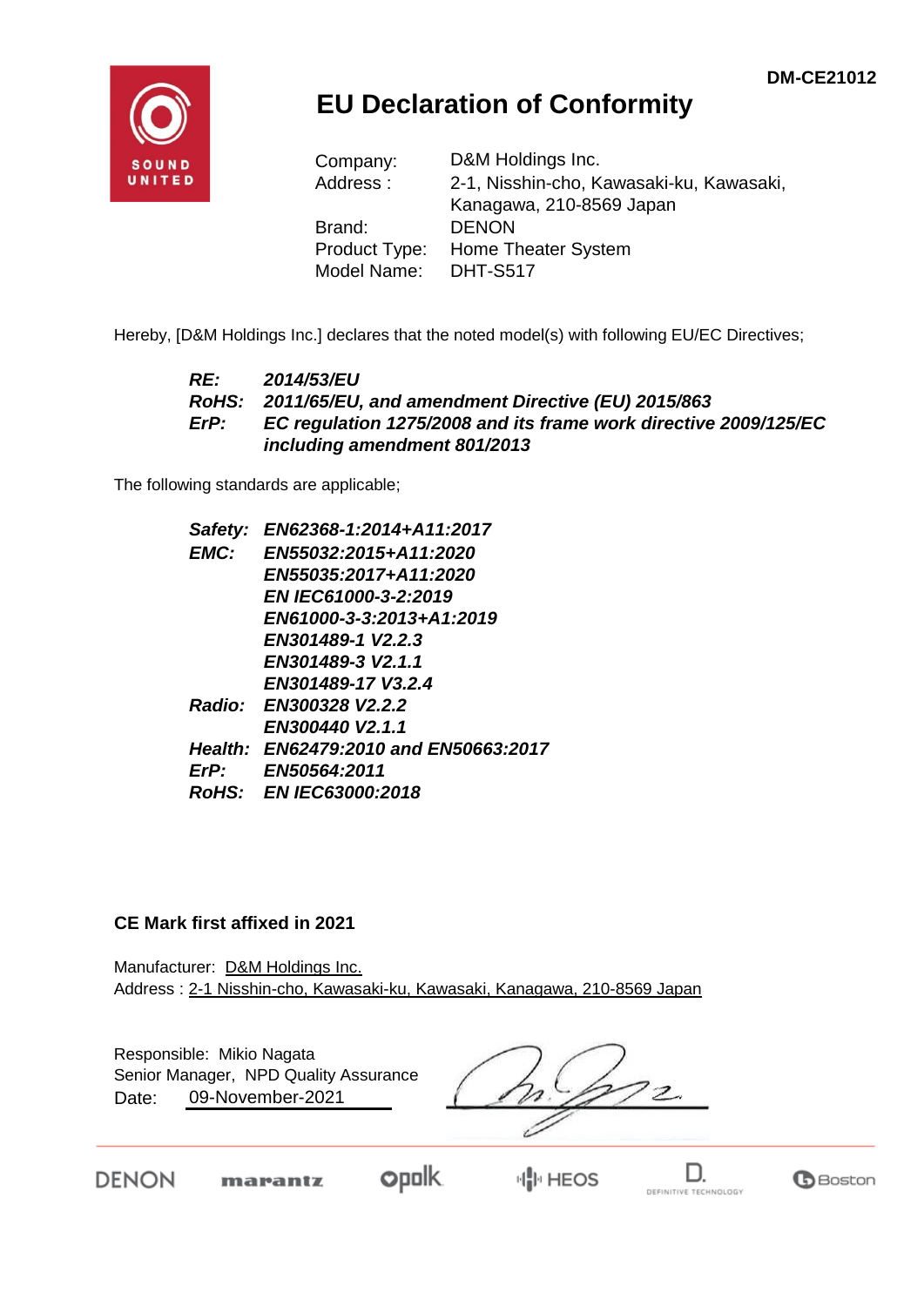DM-CE21012

# EU Declaration of Conformity

Company: D&M Holdings Inc.
Address : 2-1, Nisshin-cho, Kawasaki-ku, Kawasaki, Kanagawa, 210-8569 Japan
Brand: DENON
Product Type: Home Theater System
Model Name: DHT-S517

Hereby, [D&M Holdings Inc.] declares that the noted model(s) with following EU/EC Directives;

***RE:*** ***2014/53/EU***
***RoHS:*** ***2011/65/EU, and amendment Directive (EU) 2015/863***
***ErP:*** ***EC regulation 1275/2008 and its frame work directive 2009/125/EC including amendment 801/2013***

The following standards are applicable;

***Safety:*** ***EN62368-1:2014+A11:2017***
***EMC:*** ***EN55032:2015+A11:2020***
***EN55035:2017+A11:2020***
***EN IEC61000-3-2:2019***
***EN61000-3-3:2013+A1:2019***
***EN301489-1 V2.2.3***
***EN301489-3 V2.1.1***
***EN301489-17 V3.2.4***
***Radio:*** ***EN300328 V2.2.2***
***EN300440 V2.1.1***
***Health:*** ***EN62479:2010 and EN50663:2017***
***ErP:*** ***EN50564:2011***
***RoHS:*** ***EN IEC63000:2018***

**CE Mark first affixed in 2021**

Manufacturer: D&M Holdings Inc.
Address : 2-1 Nisshin-cho, Kawasaki-ku, Kawasaki, Kanagawa, 210-8569 Japan

Responsible: Mikio Nagata
Senior Manager, NPD Quality Assurance
Date: 09-November-2021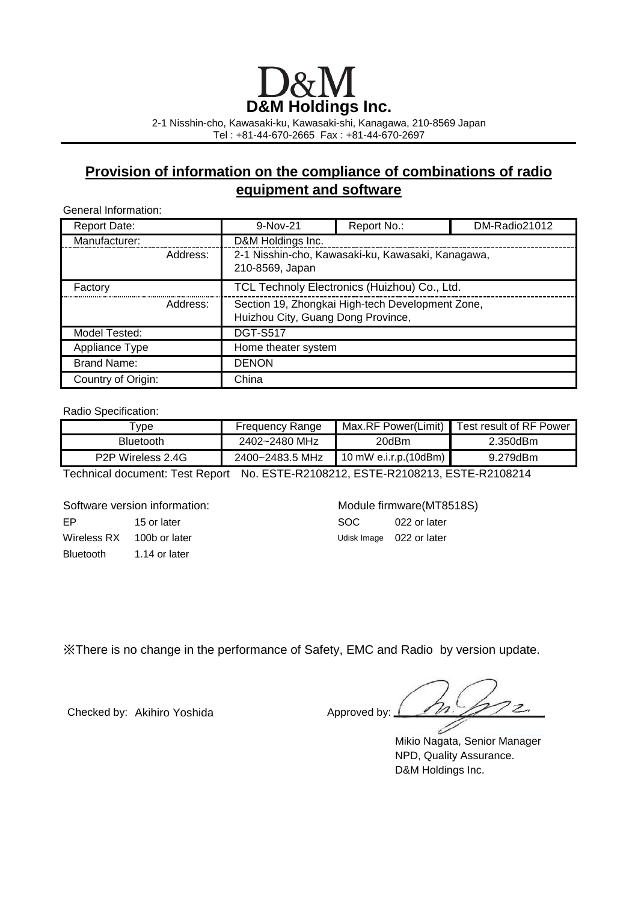**D&M Holdings Inc.**

2-1 Nisshin-cho, Kawasaki-ku, Kawasaki-shi, Kanagawa, 210-8569 Japan
Tel : +81-44-670-2665 Fax : +81-44-670-2697

## Provision of information on the compliance of combinations of radio equipment and software

General Information:

| | | | |
|---|---|---|---|
| Report Date: | 9-Nov-21 | Report No.: | DM-Radio21012 |
| Manufacturer: | D&M Holdings Inc. | | |
| Address: | 2-1 Nisshin-cho, Kawasaki-ku, Kawasaki-shi, Kanagawa, 210-8569, Japan | | |
| Factory | TCL Technoly Electronics (Huizhou) Co., Ltd. | | |
| Address: | Section 19, Zhongkai High-tech Development Zone, Huizhou City, Guang Dong Province, | | |
| Model Tested: | DGT-S517 | | |
| Appliance Type | Home theater system | | |
| Brand Name: | DENON | | |
| Country of Origin: | China | | |

Radio Specification:

| Type | Frequency Range | Max.RF Power(Limit) | Test result of RF Power |
|---|---|---|---|
| Bluetooth | 2402~2480 MHz | 20dBm | 2.350dBm |
| P2P Wireless 2.4G | 2400~2483.5 MHz | 10 mW e.i.r.p.(10dBm) | 9.279dBm |

Technical document: Test Report No. ESTE-R2108212, ESTE-R2108213, ESTE-R2108214

Software version information:

| | |
|---|---|
| EP | 15 or later |
| Wireless RX | 100b or later |
| Bluetooth | 1.14 or later |

Module firmware(MT8518S)

| | |
|---|---|
| SOC | 022 or later |
| Udisk Image | 022 or later |

※There is no change in the performance of Safety, EMC and Radio by version update.

Checked by: Akihiro Yoshida

Approved by:

Mikio Nagata, Senior Manager
NPD, Quality Assurance.
D&M Holdings Inc.